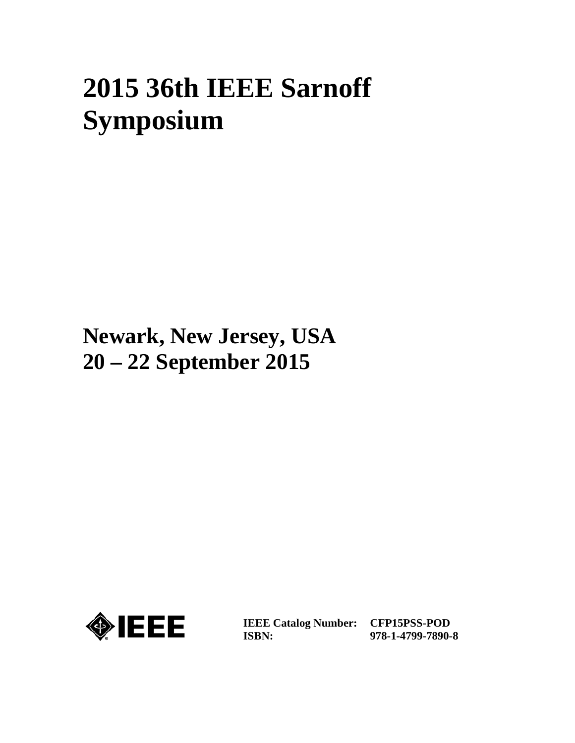# 2015 36th IEEE Sarnoff Symposium

**Newark, New Jersey, USA**
**20 – 22 September 2015**

IEEE

| **IEEE Catalog Number:** | **CFP15PSS-POD** |
| --- | --- |
| **ISBN:** | **978-1-4799-7890-8** |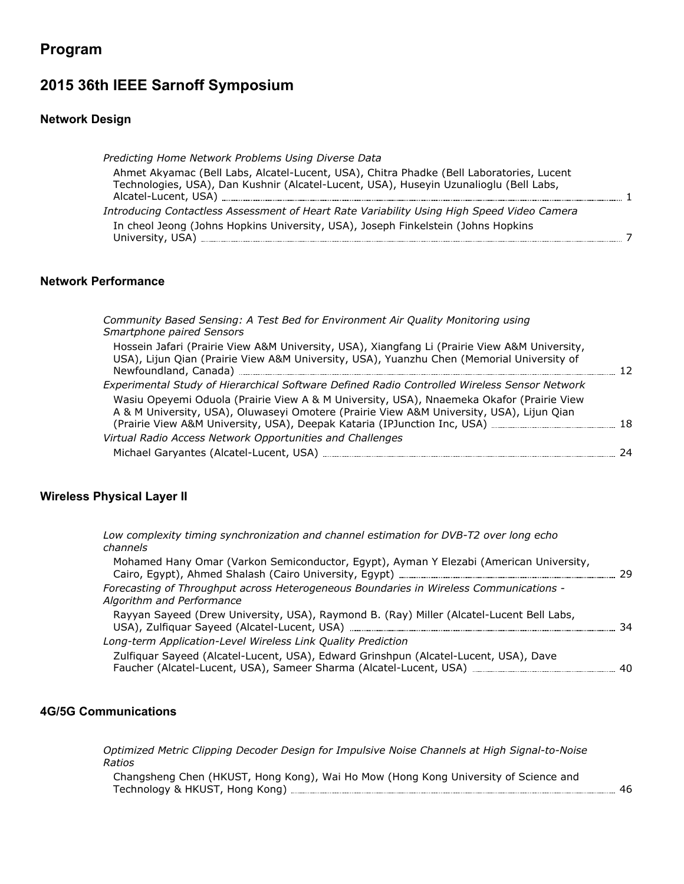# Program

## 2015 36th IEEE Sarnoff Symposium

### Network Design

*Predicting Home Network Problems Using Diverse Data*
Ahmet Akyamac (Bell Labs, Alcatel-Lucent, USA), Chitra Phadke (Bell Laboratories, Lucent Technologies, USA), Dan Kushnir (Alcatel-Lucent, USA), Huseyin Uzunalioglu (Bell Labs, Alcatel-Lucent, USA) ..... 1

*Introducing Contactless Assessment of Heart Rate Variability Using High Speed Video Camera*
In cheol Jeong (Johns Hopkins University, USA), Joseph Finkelstein (Johns Hopkins University, USA) ..... 7

### Network Performance

*Community Based Sensing: A Test Bed for Environment Air Quality Monitoring using Smartphone paired Sensors*
Hossein Jafari (Prairie View A&M University, USA), Xiangfang Li (Prairie View A&M University, USA), Lijun Qian (Prairie View A&M University, USA), Yuanzhu Chen (Memorial University of Newfoundland, Canada) ..... 12

*Experimental Study of Hierarchical Software Defined Radio Controlled Wireless Sensor Network*
Wasiu Opeyemi Oduola (Prairie View A & M University, USA), Nnaemeka Okafor (Prairie View A & M University, USA), Oluwaseyi Omotere (Prairie View A&M University, USA), Lijun Qian (Prairie View A&M University, USA), Deepak Kataria (IPJunction Inc, USA) ..... 18

*Virtual Radio Access Network Opportunities and Challenges*
Michael Garyantes (Alcatel-Lucent, USA) ..... 24

### Wireless Physical Layer II

*Low complexity timing synchronization and channel estimation for DVB-T2 over long echo channels*
Mohamed Hany Omar (Varkon Semiconductor, Egypt), Ayman Y Elezabi (American University, Cairo, Egypt), Ahmed Shalash (Cairo University, Egypt) ..... 29

*Forecasting of Throughput across Heterogeneous Boundaries in Wireless Communications - Algorithm and Performance*
Rayyan Sayeed (Drew University, USA), Raymond B. (Ray) Miller (Alcatel-Lucent Bell Labs, USA), Zulfiquar Sayeed (Alcatel-Lucent, USA) ..... 34

*Long-term Application-Level Wireless Link Quality Prediction*
Zulfiquar Sayeed (Alcatel-Lucent, USA), Edward Grinshpun (Alcatel-Lucent, USA), Dave Faucher (Alcatel-Lucent, USA), Sameer Sharma (Alcatel-Lucent, USA) ..... 40

### 4G/5G Communications

*Optimized Metric Clipping Decoder Design for Impulsive Noise Channels at High Signal-to-Noise Ratios*
Changsheng Chen (HKUST, Hong Kong), Wai Ho Mow (Hong Kong University of Science and Technology & HKUST, Hong Kong) ..... 46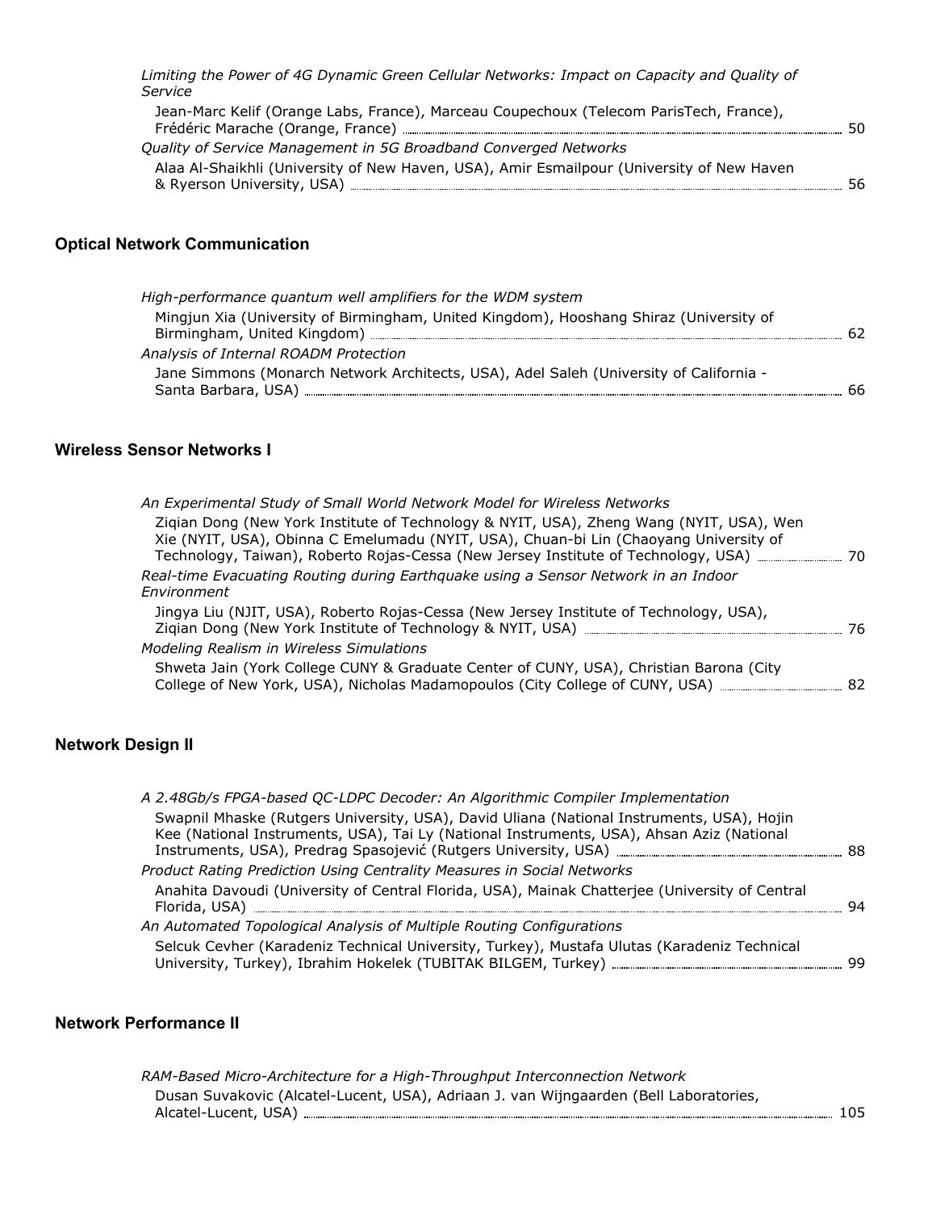*Limiting the Power of 4G Dynamic Green Cellular Networks: Impact on Capacity and Quality of Service*

Jean-Marc Kelif (Orange Labs, France), Marceau Coupechoux (Telecom ParisTech, France), Frédéric Marache (Orange, France) ..... 50

*Quality of Service Management in 5G Broadband Converged Networks*

Alaa Al-Shaikhli (University of New Haven, USA), Amir Esmailpour (University of New Haven & Ryerson University, USA) ..... 56

## Optical Network Communication

*High-performance quantum well amplifiers for the WDM system*

Mingjun Xia (University of Birmingham, United Kingdom), Hooshang Shiraz (University of Birmingham, United Kingdom) ..... 62

*Analysis of Internal ROADM Protection*

Jane Simmons (Monarch Network Architects, USA), Adel Saleh (University of California - Santa Barbara, USA) ..... 66

## Wireless Sensor Networks I

*An Experimental Study of Small World Network Model for Wireless Networks*

Ziqian Dong (New York Institute of Technology & NYIT, USA), Zheng Wang (NYIT, USA), Wen Xie (NYIT, USA), Obinna C Emelumadu (NYIT, USA), Chuan-bi Lin (Chaoyang University of Technology, Taiwan), Roberto Rojas-Cessa (New Jersey Institute of Technology, USA) ..... 70

*Real-time Evacuating Routing during Earthquake using a Sensor Network in an Indoor Environment*

Jingya Liu (NJIT, USA), Roberto Rojas-Cessa (New Jersey Institute of Technology, USA), Ziqian Dong (New York Institute of Technology & NYIT, USA) ..... 76

*Modeling Realism in Wireless Simulations*

Shweta Jain (York College CUNY & Graduate Center of CUNY, USA), Christian Barona (City College of New York, USA), Nicholas Madamopoulos (City College of CUNY, USA) ..... 82

## Network Design II

*A 2.48Gb/s FPGA-based QC-LDPC Decoder: An Algorithmic Compiler Implementation*

Swapnil Mhaske (Rutgers University, USA), David Uliana (National Instruments, USA), Hojin Kee (National Instruments, USA), Tai Ly (National Instruments, USA), Ahsan Aziz (National Instruments, USA), Predrag Spasojević (Rutgers University, USA) ..... 88

*Product Rating Prediction Using Centrality Measures in Social Networks*

Anahita Davoudi (University of Central Florida, USA), Mainak Chatterjee (University of Central Florida, USA) ..... 94

*An Automated Topological Analysis of Multiple Routing Configurations*

Selcuk Cevher (Karadeniz Technical University, Turkey), Mustafa Ulutas (Karadeniz Technical University, Turkey), Ibrahim Hokelek (TUBITAK BILGEM, Turkey) ..... 99

## Network Performance II

*RAM-Based Micro-Architecture for a High-Throughput Interconnection Network*

Dusan Suvakovic (Alcatel-Lucent, USA), Adriaan J. van Wijngaarden (Bell Laboratories, Alcatel-Lucent, USA) ..... 105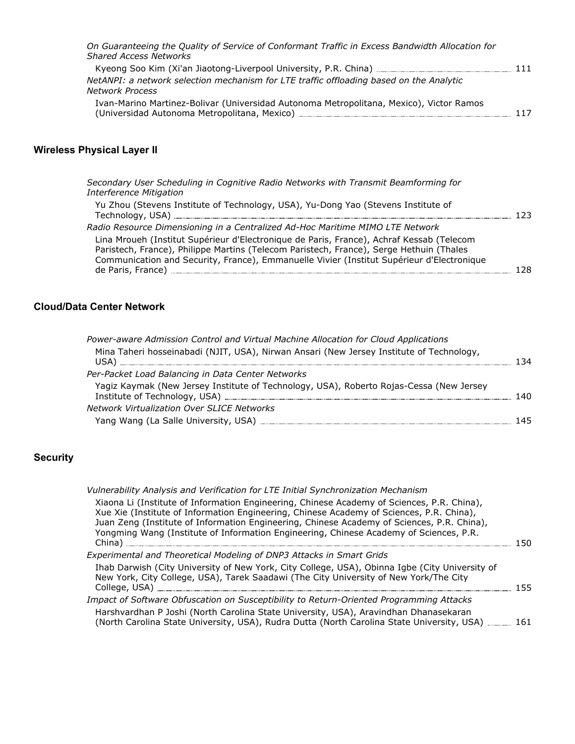*On Guaranteeing the Quality of Service of Conformant Traffic in Excess Bandwidth Allocation for Shared Access Networks*

Kyeong Soo Kim (Xi'an Jiaotong-Liverpool University, P.R. China) ..... 111

*NetANPI: a network selection mechanism for LTE traffic offloading based on the Analytic Network Process*

Ivan-Marino Martinez-Bolivar (Universidad Autonoma Metropolitana, Mexico), Victor Ramos (Universidad Autonoma Metropolitana, Mexico) ..... 117

## Wireless Physical Layer II

*Secondary User Scheduling in Cognitive Radio Networks with Transmit Beamforming for Interference Mitigation*

Yu Zhou (Stevens Institute of Technology, USA), Yu-Dong Yao (Stevens Institute of Technology, USA) ..... 123

*Radio Resource Dimensioning in a Centralized Ad-Hoc Maritime MIMO LTE Network*

Lina Mroueh (Institut Supérieur d'Electronique de Paris, France), Achraf Kessab (Telecom Paristech, France), Philippe Martins (Telecom Paristech, France), Serge Hethuin (Thales Communication and Security, France), Emmanuelle Vivier (Institut Supérieur d'Electronique de Paris, France) ..... 128

## Cloud/Data Center Network

*Power-aware Admission Control and Virtual Machine Allocation for Cloud Applications*

Mina Taheri hosseinabadi (NJIT, USA), Nirwan Ansari (New Jersey Institute of Technology, USA) ..... 134

*Per-Packet Load Balancing in Data Center Networks*

Yagiz Kaymak (New Jersey Institute of Technology, USA), Roberto Rojas-Cessa (New Jersey Institute of Technology, USA) ..... 140

*Network Virtualization Over SLICE Networks*

Yang Wang (La Salle University, USA) ..... 145

## Security

*Vulnerability Analysis and Verification for LTE Initial Synchronization Mechanism*

Xiaona Li (Institute of Information Engineering, Chinese Academy of Sciences, P.R. China), Xue Xie (Institute of Information Engineering, Chinese Academy of Sciences, P.R. China), Juan Zeng (Institute of Information Engineering, Chinese Academy of Sciences, P.R. China), Yongming Wang (Institute of Information Engineering, Chinese Academy of Sciences, P.R. China) ..... 150

*Experimental and Theoretical Modeling of DNP3 Attacks in Smart Grids*

Ihab Darwish (City University of New York, City College, USA), Obinna Igbe (City University of New York, City College, USA), Tarek Saadawi (The City University of New York/The City College, USA) ..... 155

*Impact of Software Obfuscation on Susceptibility to Return-Oriented Programming Attacks*

Harshvardhan P Joshi (North Carolina State University, USA), Aravindhan Dhanasekaran (North Carolina State University, USA), Rudra Dutta (North Carolina State University, USA) ..... 161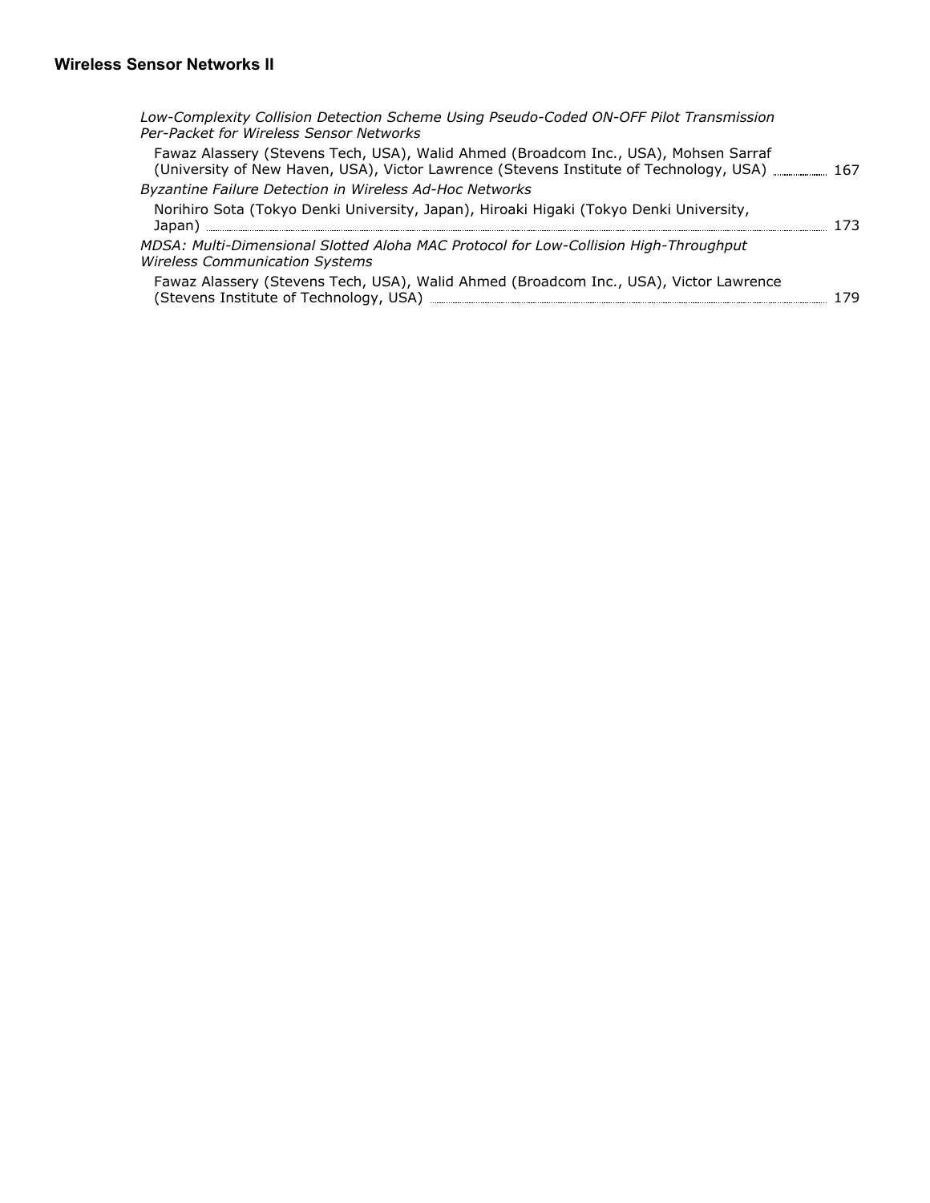## Wireless Sensor Networks II

*Low-Complexity Collision Detection Scheme Using Pseudo-Coded ON-OFF Pilot Transmission Per-Packet for Wireless Sensor Networks*

Fawaz Alassery (Stevens Tech, USA), Walid Ahmed (Broadcom Inc., USA), Mohsen Sarraf (University of New Haven, USA), Victor Lawrence (Stevens Institute of Technology, USA) ..... 167

*Byzantine Failure Detection in Wireless Ad-Hoc Networks*

Norihiro Sota (Tokyo Denki University, Japan), Hiroaki Higaki (Tokyo Denki University, Japan) ..... 173

*MDSA: Multi-Dimensional Slotted Aloha MAC Protocol for Low-Collision High-Throughput Wireless Communication Systems*

Fawaz Alassery (Stevens Tech, USA), Walid Ahmed (Broadcom Inc., USA), Victor Lawrence (Stevens Institute of Technology, USA) ..... 179